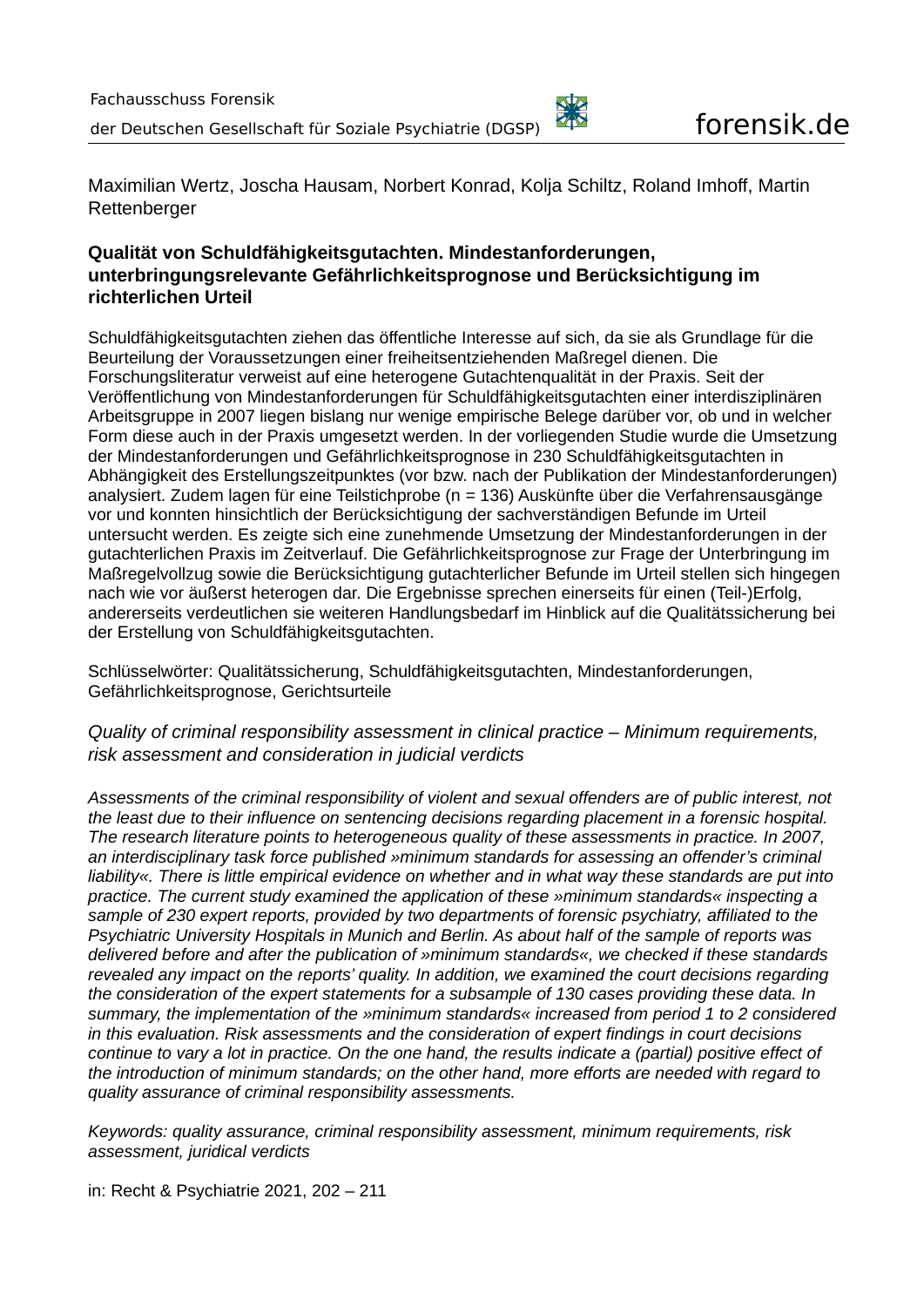Fachausschuss Forensik

der Deutschen Gesellschaft für Soziale Psychiatrie (DGSP) forensik.de

Maximilian Wertz, Joscha Hausam, Norbert Konrad, Kolja Schiltz, Roland Imhoff, Martin Rettenberger

**Qualität von Schuldfähigkeitsgutachten. Mindestanforderungen, unterbringungsrelevante Gefährlichkeitsprognose und Berücksichtigung im richterlichen Urteil**

Schuldfähigkeitsgutachten ziehen das öffentliche Interesse auf sich, da sie als Grundlage für die Beurteilung der Voraussetzungen einer freiheitsentziehenden Maßregel dienen. Die Forschungsliteratur verweist auf eine heterogene Gutachtenqualität in der Praxis. Seit der Veröffentlichung von Mindestanforderungen für Schuldfähigkeitsgutachten einer interdisziplinären Arbeitsgruppe in 2007 liegen bislang nur wenige empirische Belege darüber vor, ob und in welcher Form diese auch in der Praxis umgesetzt werden. In der vorliegenden Studie wurde die Umsetzung der Mindestanforderungen und Gefährlichkeitsprognose in 230 Schuldfähigkeitsgutachten in Abhängigkeit des Erstellungszeitpunktes (vor bzw. nach der Publikation der Mindestanforderungen) analysiert. Zudem lagen für eine Teilstichprobe (n = 136) Auskünfte über die Verfahrensausgänge vor und konnten hinsichtlich der Berücksichtigung der sachverständigen Befunde im Urteil untersucht werden. Es zeigte sich eine zunehmende Umsetzung der Mindestanforderungen in der gutachterlichen Praxis im Zeitverlauf. Die Gefährlichkeitsprognose zur Frage der Unterbringung im Maßregelvollzug sowie die Berücksichtigung gutachterlicher Befunde im Urteil stellen sich hingegen nach wie vor äußerst heterogen dar. Die Ergebnisse sprechen einerseits für einen (Teil-)Erfolg, andererseits verdeutlichen sie weiteren Handlungsbedarf im Hinblick auf die Qualitätssicherung bei der Erstellung von Schuldfähigkeitsgutachten.

Schlüsselwörter: Qualitätssicherung, Schuldfähigkeitsgutachten, Mindestanforderungen, Gefährlichkeitsprognose, Gerichtsurteile

*Quality of criminal responsibility assessment in clinical practice – Minimum requirements, risk assessment and consideration in judicial verdicts*

*Assessments of the criminal responsibility of violent and sexual offenders are of public interest, not the least due to their influence on sentencing decisions regarding placement in a forensic hospital. The research literature points to heterogeneous quality of these assessments in practice. In 2007, an interdisciplinary task force published »minimum standards for assessing an offender's criminal liability«. There is little empirical evidence on whether and in what way these standards are put into practice. The current study examined the application of these »minimum standards« inspecting a sample of 230 expert reports, provided by two departments of forensic psychiatry, affiliated to the Psychiatric University Hospitals in Munich and Berlin. As about half of the sample of reports was delivered before and after the publication of »minimum standards«, we checked if these standards revealed any impact on the reports' quality. In addition, we examined the court decisions regarding the consideration of the expert statements for a subsample of 130 cases providing these data. In summary, the implementation of the »minimum standards« increased from period 1 to 2 considered in this evaluation. Risk assessments and the consideration of expert findings in court decisions continue to vary a lot in practice. On the one hand, the results indicate a (partial) positive effect of the introduction of minimum standards; on the other hand, more efforts are needed with regard to quality assurance of criminal responsibility assessments.*

*Keywords: quality assurance, criminal responsibility assessment, minimum requirements, risk assessment, juridical verdicts*

in: Recht & Psychiatrie 2021, 202 – 211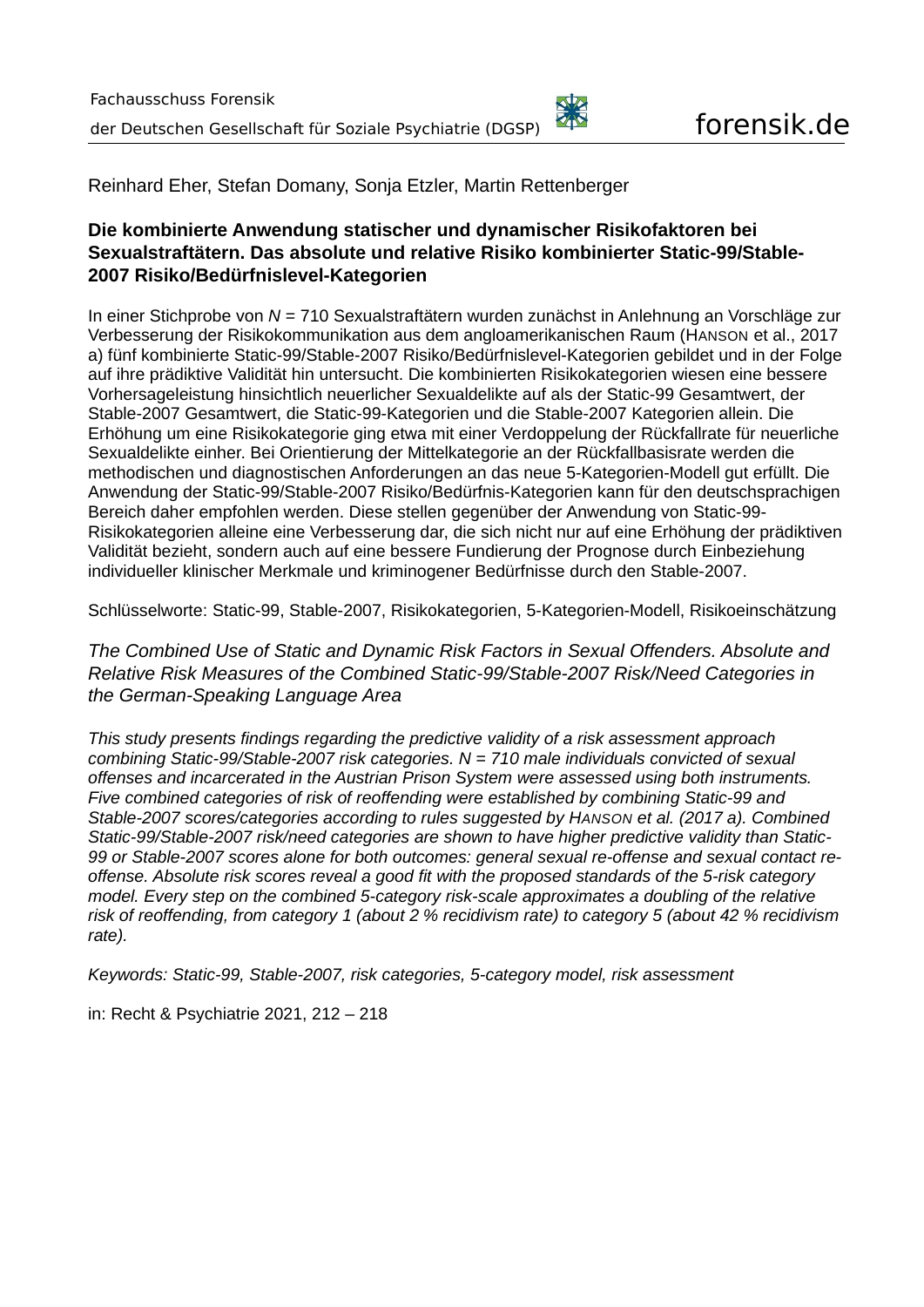Reinhard Eher, Stefan Domany, Sonja Etzler, Martin Rettenberger

## Die kombinierte Anwendung statischer und dynamischer Risikofaktoren bei Sexualstraftätern. Das absolute und relative Risiko kombinierter Static-99/Stable-2007 Risiko/Bedürfnislevel-Kategorien

In einer Stichprobe von *N* = 710 Sexualstraftätern wurden zunächst in Anlehnung an Vorschläge zur Verbesserung der Risikokommunikation aus dem angloamerikanischen Raum (Hanson et al., 2017 a) fünf kombinierte Static-99/Stable-2007 Risiko/Bedürfnislevel-Kategorien gebildet und in der Folge auf ihre prädiktive Validität hin untersucht. Die kombinierten Risikokategorien wiesen eine bessere Vorhersageleistung hinsichtlich neuerlicher Sexualdelikte auf als der Static-99 Gesamtwert, der Stable-2007 Gesamtwert, die Static-99-Kategorien und die Stable-2007 Kategorien allein. Die Erhöhung um eine Risikokategorie ging etwa mit einer Verdoppelung der Rückfallrate für neuerliche Sexualdelikte einher. Bei Orientierung der Mittelkategorie an der Rückfallbasisrate werden die methodischen und diagnostischen Anforderungen an das neue 5-Kategorien-Modell gut erfüllt. Die Anwendung der Static-99/Stable-2007 Risiko/Bedürfnis-Kategorien kann für den deutschsprachigen Bereich daher empfohlen werden. Diese stellen gegenüber der Anwendung von Static-99-Risikokategorien alleine eine Verbesserung dar, die sich nicht nur auf eine Erhöhung der prädiktiven Validität bezieht, sondern auch auf eine bessere Fundierung der Prognose durch Einbeziehung individueller klinischer Merkmale und kriminogener Bedürfnisse durch den Stable-2007.

Schlüsselworte: Static-99, Stable-2007, Risikokategorien, 5-Kategorien-Modell, Risikoeinschätzung

## *The Combined Use of Static and Dynamic Risk Factors in Sexual Offenders. Absolute and Relative Risk Measures of the Combined Static-99/Stable-2007 Risk/Need Categories in the German-Speaking Language Area*

*This study presents findings regarding the predictive validity of a risk assessment approach combining Static-99/Stable-2007 risk categories. N = 710 male individuals convicted of sexual offenses and incarcerated in the Austrian Prison System were assessed using both instruments. Five combined categories of risk of reoffending were established by combining Static-99 and Stable-2007 scores/categories according to rules suggested by Hanson et al. (2017 a). Combined Static-99/Stable-2007 risk/need categories are shown to have higher predictive validity than Static-99 or Stable-2007 scores alone for both outcomes: general sexual re-offense and sexual contact re-offense. Absolute risk scores reveal a good fit with the proposed standards of the 5-risk category model. Every step on the combined 5-category risk-scale approximates a doubling of the relative risk of reoffending, from category 1 (about 2 % recidivism rate) to category 5 (about 42 % recidivism rate).*

*Keywords: Static-99, Stable-2007, risk categories, 5-category model, risk assessment*

in: Recht & Psychiatrie 2021, 212 – 218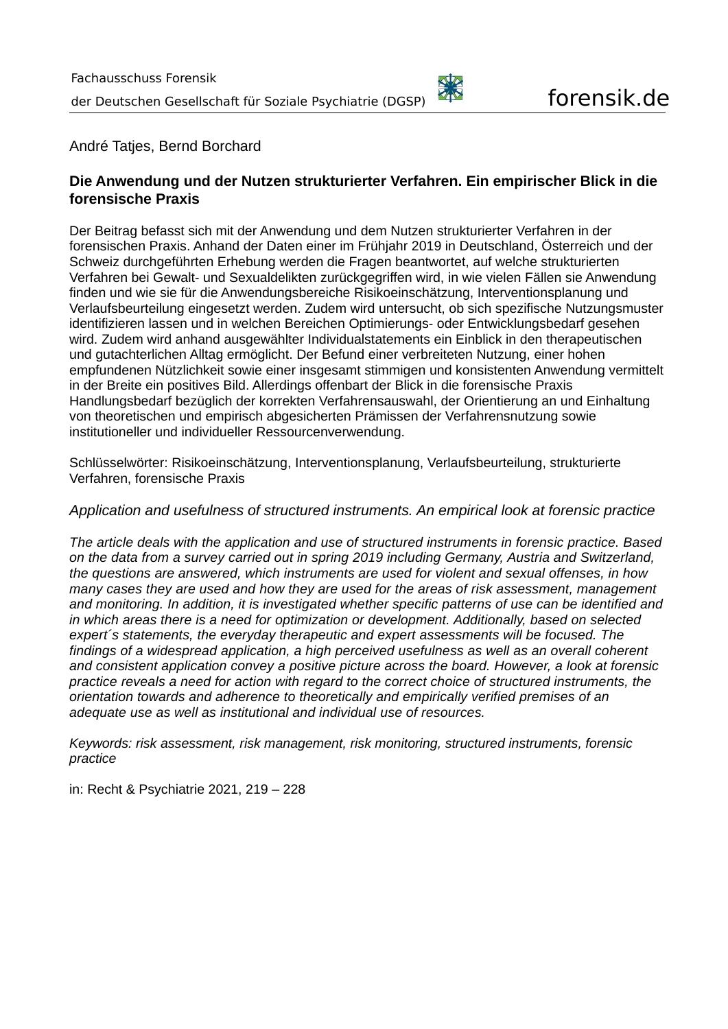André Tatjes, Bernd Borchard

## Die Anwendung und der Nutzen strukturierter Verfahren. Ein empirischer Blick in die forensische Praxis

Der Beitrag befasst sich mit der Anwendung und dem Nutzen strukturierter Verfahren in der forensischen Praxis. Anhand der Daten einer im Frühjahr 2019 in Deutschland, Österreich und der Schweiz durchgeführten Erhebung werden die Fragen beantwortet, auf welche strukturierten Verfahren bei Gewalt- und Sexualdelikten zurückgegriffen wird, in wie vielen Fällen sie Anwendung finden und wie sie für die Anwendungsbereiche Risikoeinschätzung, Interventionsplanung und Verlaufsbeurteilung eingesetzt werden. Zudem wird untersucht, ob sich spezifische Nutzungsmuster identifizieren lassen und in welchen Bereichen Optimierungs- oder Entwicklungsbedarf gesehen wird. Zudem wird anhand ausgewählter Individualstatements ein Einblick in den therapeutischen und gutachterlichen Alltag ermöglicht. Der Befund einer verbreiteten Nutzung, einer hohen empfundenen Nützlichkeit sowie einer insgesamt stimmigen und konsistenten Anwendung vermittelt in der Breite ein positives Bild. Allerdings offenbart der Blick in die forensische Praxis Handlungsbedarf bezüglich der korrekten Verfahrensauswahl, der Orientierung an und Einhaltung von theoretischen und empirisch abgesicherten Prämissen der Verfahrensnutzung sowie institutioneller und individueller Ressourcenverwendung.

Schlüsselwörter: Risikoeinschätzung, Interventionsplanung, Verlaufsbeurteilung, strukturierte Verfahren, forensische Praxis

*Application and usefulness of structured instruments. An empirical look at forensic practice*

*The article deals with the application and use of structured instruments in forensic practice. Based on the data from a survey carried out in spring 2019 including Germany, Austria and Switzerland, the questions are answered, which instruments are used for violent and sexual offenses, in how many cases they are used and how they are used for the areas of risk assessment, management and monitoring. In addition, it is investigated whether specific patterns of use can be identified and in which areas there is a need for optimization or development. Additionally, based on selected expert´s statements, the everyday therapeutic and expert assessments will be focused. The findings of a widespread application, a high perceived usefulness as well as an overall coherent and consistent application convey a positive picture across the board. However, a look at forensic practice reveals a need for action with regard to the correct choice of structured instruments, the orientation towards and adherence to theoretically and empirically verified premises of an adequate use as well as institutional and individual use of resources.*

*Keywords: risk assessment, risk management, risk monitoring, structured instruments, forensic practice*

in: Recht & Psychiatrie 2021, 219 – 228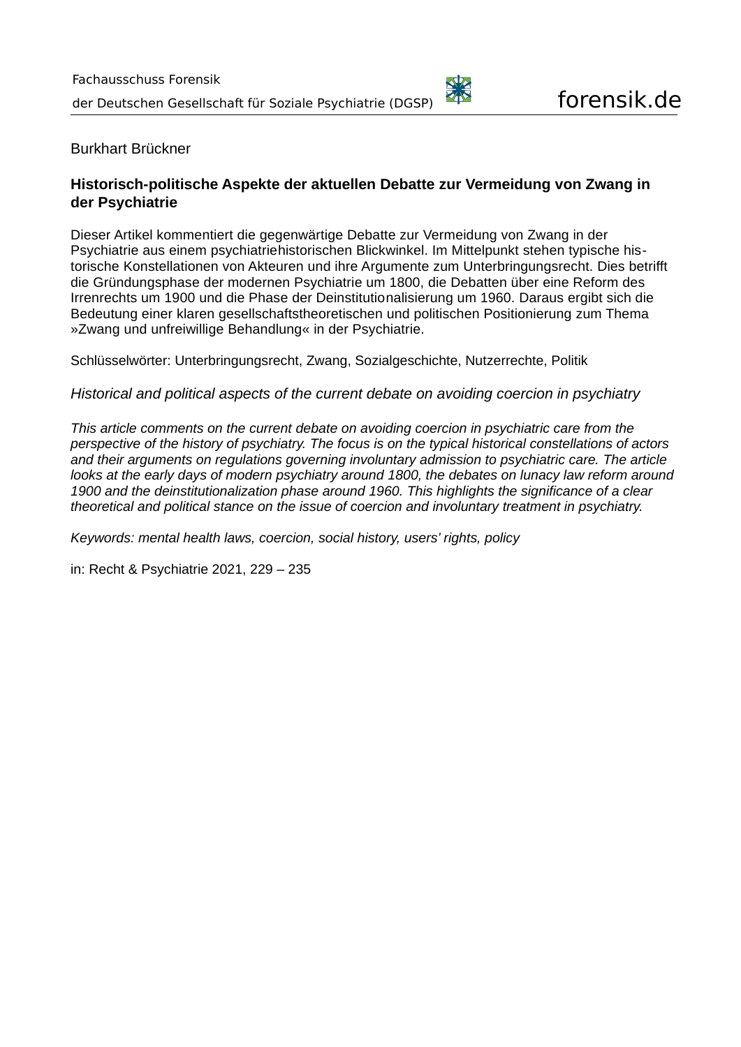Fachausschuss Forensik
der Deutschen Gesellschaft für Soziale Psychiatrie (DGSP)

forensik.de

Burkhart Brückner

## Historisch-politische Aspekte der aktuellen Debatte zur Vermeidung von Zwang in der Psychiatrie

Dieser Artikel kommentiert die gegenwärtige Debatte zur Vermeidung von Zwang in der Psychiatrie aus einem psychiatriehistorischen Blickwinkel. Im Mittelpunkt stehen typische historische Konstellationen von Akteuren und ihre Argumente zum Unterbringungsrecht. Dies betrifft die Gründungsphase der modernen Psychiatrie um 1800, die Debatten über eine Reform des Irrenrechts um 1900 und die Phase der Deinstitutionalisierung um 1960. Daraus ergibt sich die Bedeutung einer klaren gesellschaftstheoretischen und politischen Positionierung zum Thema »Zwang und unfreiwillige Behandlung« in der Psychiatrie.

Schlüsselwörter: Unterbringungsrecht, Zwang, Sozialgeschichte, Nutzerrechte, Politik

*Historical and political aspects of the current debate on avoiding coercion in psychiatry*

*This article comments on the current debate on avoiding coercion in psychiatric care from the perspective of the history of psychiatry. The focus is on the typical historical constellations of actors and their arguments on regulations governing involuntary admission to psychiatric care. The article looks at the early days of modern psychiatry around 1800, the debates on lunacy law reform around 1900 and the deinstitutionalization phase around 1960. This highlights the significance of a clear theoretical and political stance on the issue of coercion and involuntary treatment in psychiatry.*

*Keywords: mental health laws, coercion, social history, users' rights, policy*

in: Recht & Psychiatrie 2021, 229 – 235